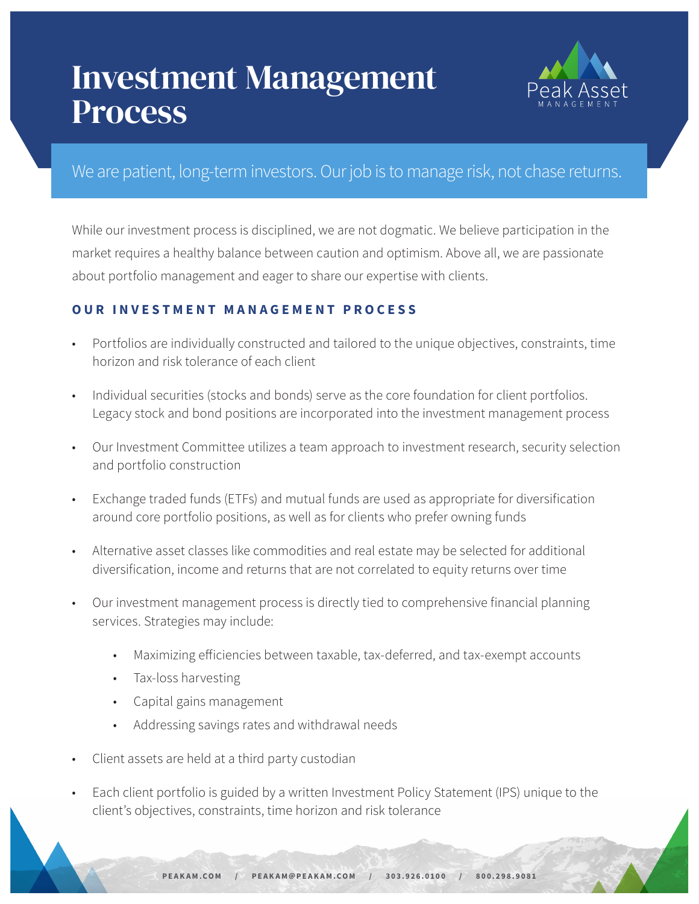# Investment Management Process

Peak Asset MANAGEMENT

We are patient, long-term investors. Our job is to manage risk, not chase returns.

While our investment process is disciplined, we are not dogmatic. We believe participation in the market requires a healthy balance between caution and optimism. Above all, we are passionate about portfolio management and eager to share our expertise with clients.

## OUR INVESTMENT MANAGEMENT PROCESS

- Portfolios are individually constructed and tailored to the unique objectives, constraints, time horizon and risk tolerance of each client
- Individual securities (stocks and bonds) serve as the core foundation for client portfolios. Legacy stock and bond positions are incorporated into the investment management process
- Our Investment Committee utilizes a team approach to investment research, security selection and portfolio construction
- Exchange traded funds (ETFs) and mutual funds are used as appropriate for diversification around core portfolio positions, as well as for clients who prefer owning funds
- Alternative asset classes like commodities and real estate may be selected for additional diversification, income and returns that are not correlated to equity returns over time
- Our investment management process is directly tied to comprehensive financial planning services. Strategies may include:
    - Maximizing efficiencies between taxable, tax-deferred, and tax-exempt accounts
    - Tax-loss harvesting
    - Capital gains management
    - Addressing savings rates and withdrawal needs
- Client assets are held at a third party custodian
- Each client portfolio is guided by a written Investment Policy Statement (IPS) unique to the client's objectives, constraints, time horizon and risk tolerance

PEAKAM.COM / PEAKAM@PEAKAM.COM / 303.926.0100 / 800.298.9081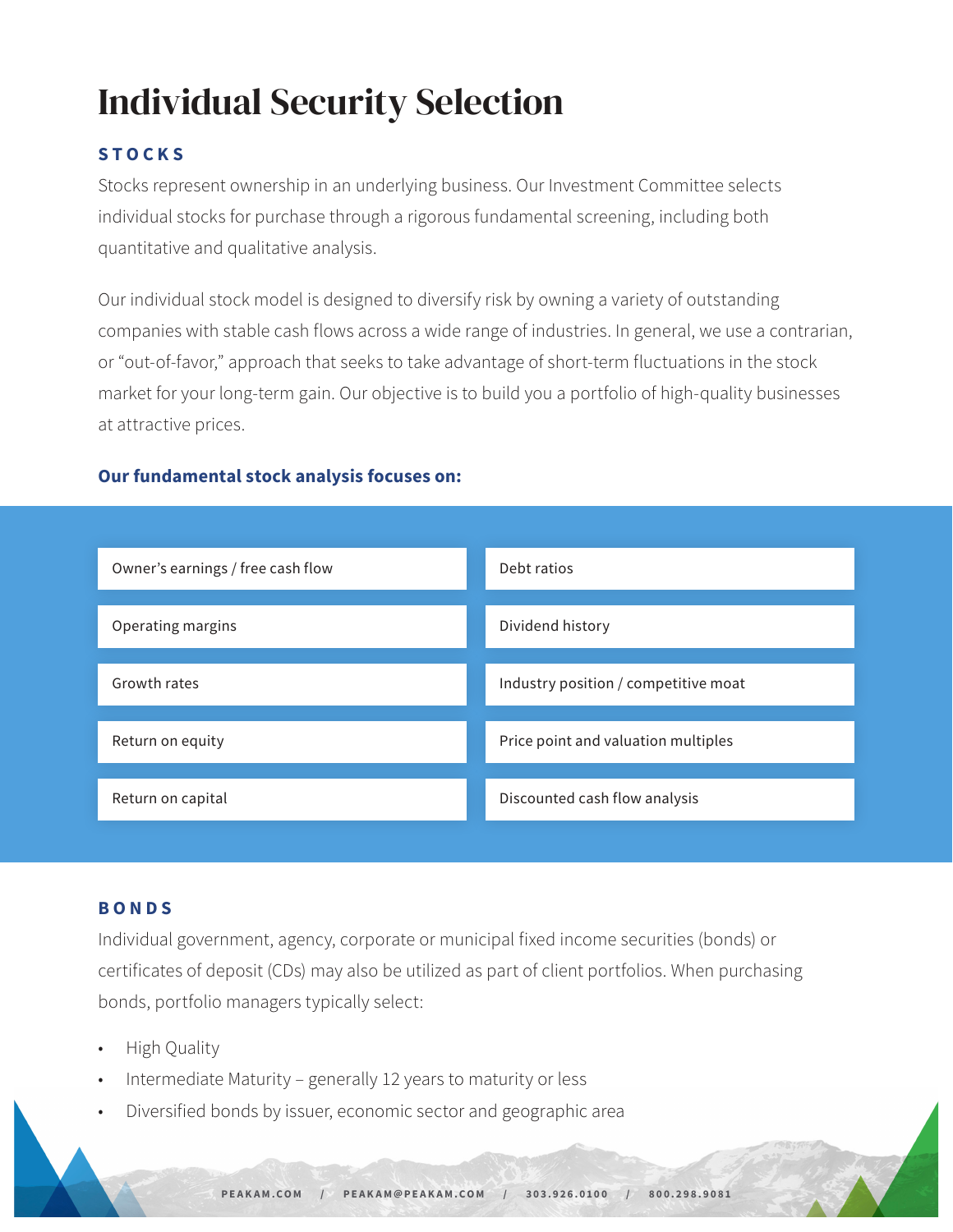# Individual Security Selection

## STOCKS

Stocks represent ownership in an underlying business. Our Investment Committee selects individual stocks for purchase through a rigorous fundamental screening, including both quantitative and qualitative analysis.

Our individual stock model is designed to diversify risk by owning a variety of outstanding companies with stable cash flows across a wide range of industries. In general, we use a contrarian, or "out-of-favor," approach that seeks to take advantage of short-term fluctuations in the stock market for your long-term gain. Our objective is to build you a portfolio of high-quality businesses at attractive prices.

### Our fundamental stock analysis focuses on:

- Owner's earnings / free cash flow
- Operating margins
- Growth rates
- Return on equity
- Return on capital
- Debt ratios
- Dividend history
- Industry position / competitive moat
- Price point and valuation multiples
- Discounted cash flow analysis

## BONDS

Individual government, agency, corporate or municipal fixed income securities (bonds) or certificates of deposit (CDs) may also be utilized as part of client portfolios. When purchasing bonds, portfolio managers typically select:

- High Quality
- Intermediate Maturity – generally 12 years to maturity or less
- Diversified bonds by issuer, economic sector and geographic area